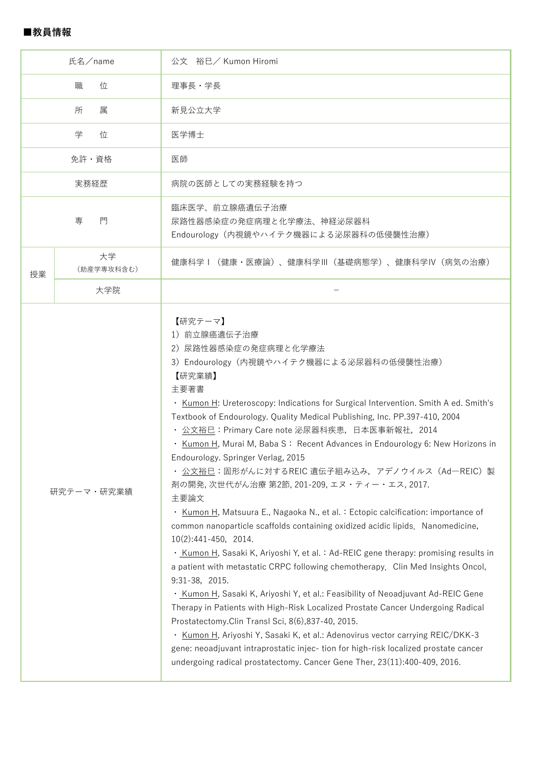■教員情報

| 氏名／name | | 公文　裕巳／ Kumon Hiromi |
| --- | --- | --- |
| 職　　位 | | 理事長・学長 |
| 所　　属 | | 新見公立大学 |
| 学　　位 | | 医学博士 |
| 免許・資格 | | 医師 |
| 実務経歴 | | 病院の医師としての実務経験を持つ |
| 専　　門 | | 臨床医学、前立腺癌遺伝子治療<br>尿路性器感染症の発症病理と化学療法、神経泌尿器科<br>Endourology（内視鏡やハイテク機器による泌尿器科の低侵襲性治療） |
| 授業 | 大学<br>（助産学専攻科含む） | 健康科学Ⅰ（健康・医療論）、健康科学Ⅲ（基礎病態学）、健康科学Ⅳ（病気の治療） |
| | 大学院 | － |
| 研究テーマ・研究業績 | | 【研究テーマ】<br>1）前立腺癌遺伝子治療<br>2）尿路性器感染症の発症病理と化学療法<br>3）Endourology（内視鏡やハイテク機器による泌尿器科の低侵襲性治療）<br>【研究業績】<br>主要著書<br>・ Kumon H: Ureteroscopy: Indications for Surgical Intervention. Smith A ed. Smith's Textbook of Endourology. Quality Medical Publishing, Inc. PP.397-410, 2004<br>・ 公文裕巳：Primary Care note 泌尿器科疾患，日本医事新報社，2014<br>・ Kumon H, Murai M, Baba S： Recent Advances in Endourology 6: New Horizons in Endourology. Springer Verlag, 2015<br>・ 公文裕巳：固形がんに対するREIC 遺伝子組み込み，アデノウイルス（Ad―REIC）製剤の開発, 次世代がん治療 第2節, 201-209, エヌ・ティー・エス, 2017.<br>主要論文<br>・ Kumon H, Matsuura E., Nagaoka N., et al.：Ectopic calcification: importance of common nanoparticle scaffolds containing oxidized acidic lipids．Nanomedicine, 10(2):441-450，2014.<br>・ Kumon H, Sasaki K, Ariyoshi Y, et al.：Ad-REIC gene therapy: promising results in a patient with metastatic CRPC following chemotherapy．Clin Med Insights Oncol, 9:31-38，2015.<br>・ Kumon H, Sasaki K, Ariyoshi Y, et al.: Feasibility of Neoadjuvant Ad-REIC Gene Therapy in Patients with High-Risk Localized Prostate Cancer Undergoing Radical Prostatectomy.Clin Transl Sci, 8(6),837-40, 2015.<br>・ Kumon H, Ariyoshi Y, Sasaki K, et al.: Adenovirus vector carrying REIC/DKK-3 gene: neoadjuvant intraprostatic injec- tion for high-risk localized prostate cancer undergoing radical prostatectomy. Cancer Gene Ther, 23(11):400-409, 2016. |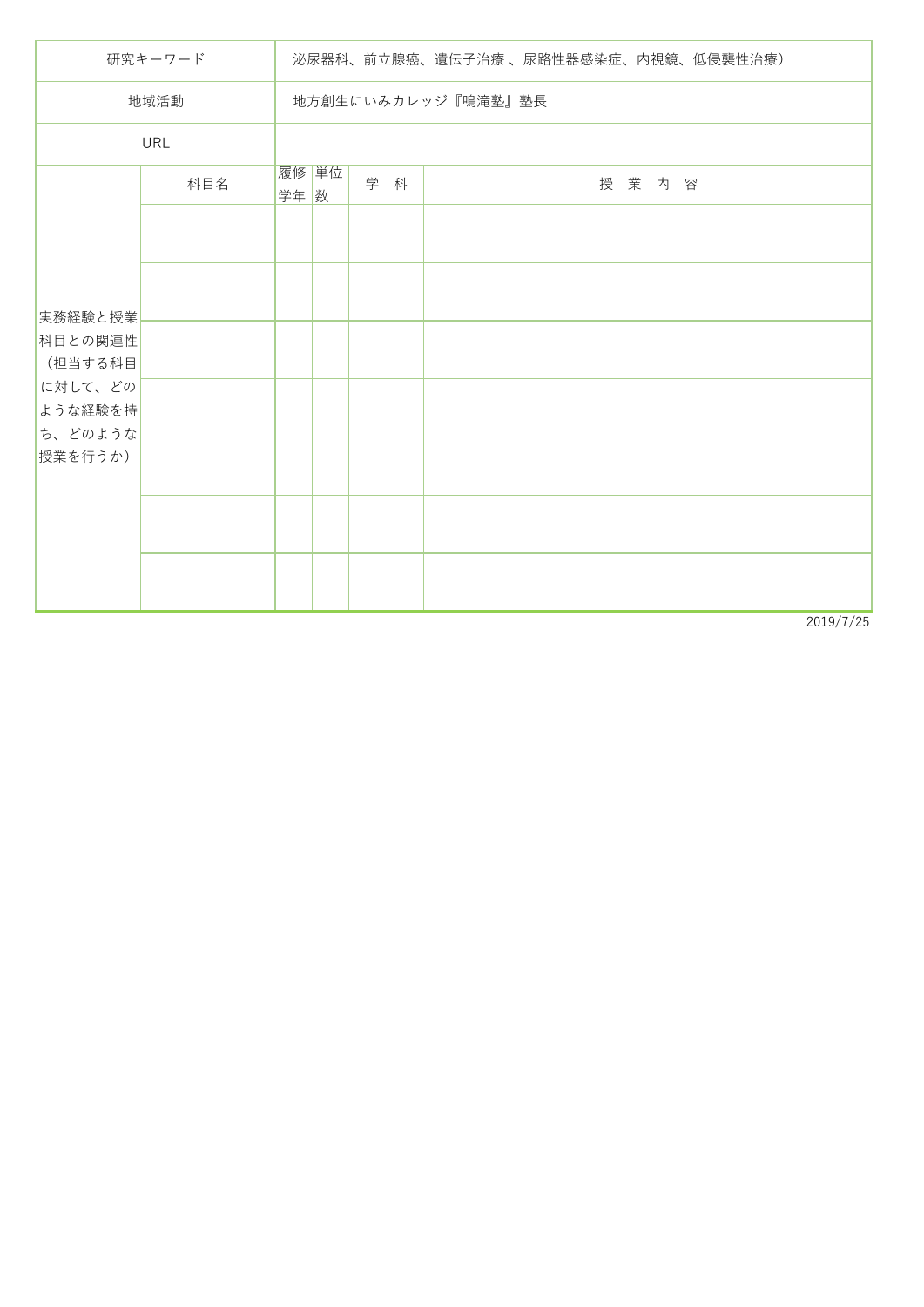| | | | | | |
|---|---|---|---|---|---|
| 研究キーワード | 泌尿器科、前立腺癌、遺伝子治療 、尿路性器感染症、内視鏡、低侵襲性治療） | | | | |
| 地域活動 | 地方創生にいみカレッジ『鳴滝塾』塾長 | | | | |
| URL | | | | | |
| 実務経験と授業科目との関連性（担当する科目に対して、どのような経験を持ち、どのような授業を行うか） | 科目名 | 履修学年 | 単位数 | 学　科 | 授　業　内　容 |
| | | | | | |
| | | | | | |
| | | | | | |
| | | | | | |
| | | | | | |
| | | | | | |
| | | | | | |

2019/7/25